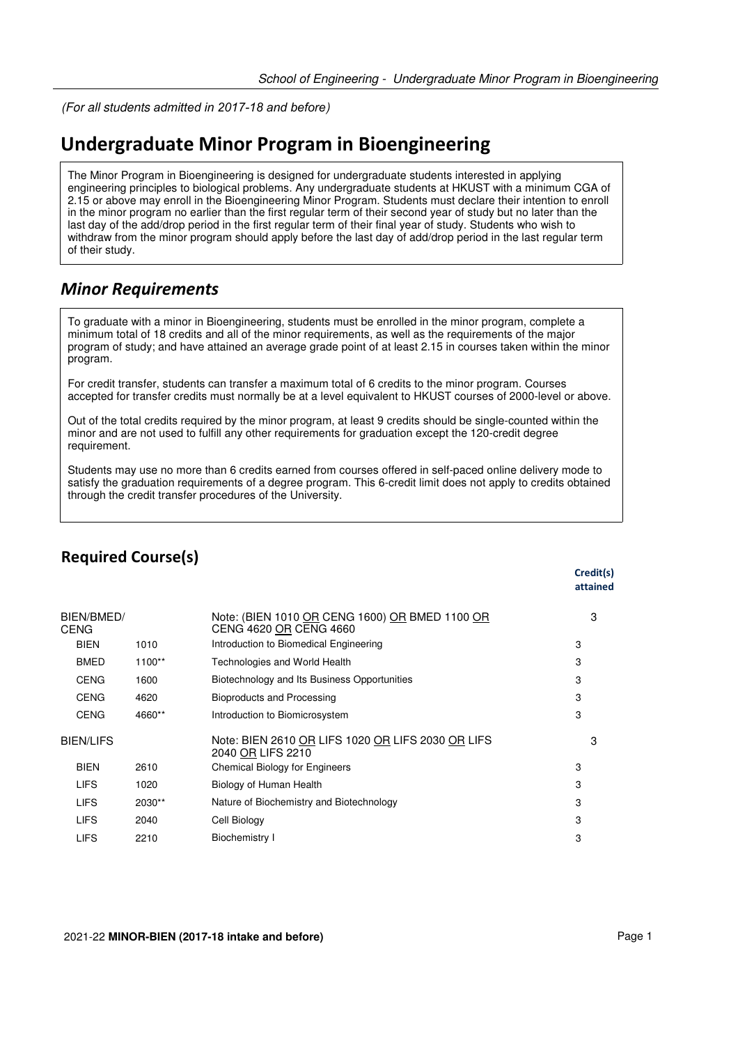*(For all students admitted in 2017-18 and before)*

# Undergraduate Minor Program in Bioengineering

The Minor Program in Bioengineering is designed for undergraduate students interested in applying engineering principles to biological problems. Any undergraduate students at HKUST with a minimum CGA of 2.15 or above may enroll in the Bioengineering Minor Program. Students must declare their intention to enroll in the minor program no earlier than the first regular term of their second year of study but no later than the last day of the add/drop period in the first regular term of their final year of study. Students who wish to withdraw from the minor program should apply before the last day of add/drop period in the last regular term of their study.

## *Minor Requirements*

To graduate with a minor in Bioengineering, students must be enrolled in the minor program, complete a minimum total of 18 credits and all of the minor requirements, as well as the requirements of the major program of study; and have attained an average grade point of at least 2.15 in courses taken within the minor program.

For credit transfer, students can transfer a maximum total of 6 credits to the minor program. Courses accepted for transfer credits must normally be at a level equivalent to HKUST courses of 2000-level or above.

Out of the total credits required by the minor program, at least 9 credits should be single-counted within the minor and are not used to fulfill any other requirements for graduation except the 120-credit degree requirement.

Students may use no more than 6 credits earned from courses offered in self-paced online delivery mode to satisfy the graduation requirements of a degree program. This 6-credit limit does not apply to credits obtained through the credit transfer procedures of the University.

## Required Course(s)

| | | | Credit(s) attained |
|---|---|---|---|
| BIEN/BMED/ CENG | | Note: (BIEN 1010 OR CENG 1600) OR BMED 1100 OR CENG 4620 OR CENG 4660 | 3 |
| BIEN | 1010 | Introduction to Biomedical Engineering | 3 |
| BMED | 1100** | Technologies and World Health | 3 |
| CENG | 1600 | Biotechnology and Its Business Opportunities | 3 |
| CENG | 4620 | Bioproducts and Processing | 3 |
| CENG | 4660** | Introduction to Biomicrosystem | 3 |
| BIEN/LIFS | | Note: BIEN 2610 OR LIFS 1020 OR LIFS 2030 OR LIFS 2040 OR LIFS 2210 | 3 |
| BIEN | 2610 | Chemical Biology for Engineers | 3 |
| LIFS | 1020 | Biology of Human Health | 3 |
| LIFS | 2030** | Nature of Biochemistry and Biotechnology | 3 |
| LIFS | 2040 | Cell Biology | 3 |
| LIFS | 2210 | Biochemistry I | 3 |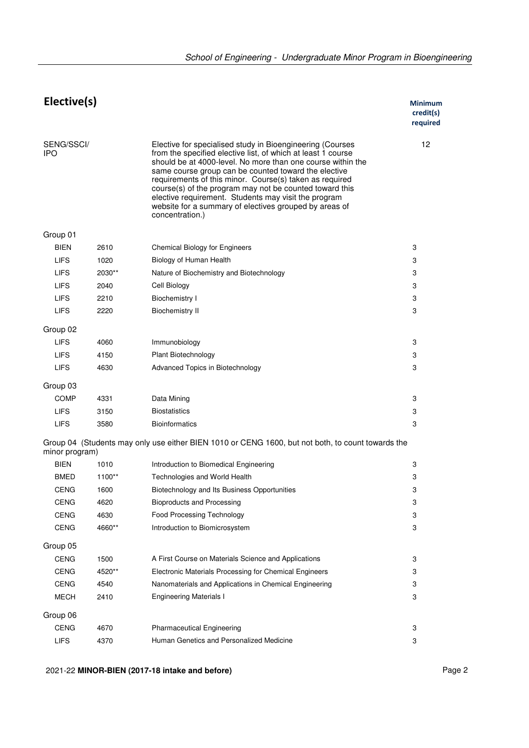## Elective(s)

| | | | Minimum credit(s) required |
|---|---|---|---|
| SENG/SSCI/ IPO | | Elective for specialised study in Bioengineering (Courses from the specified elective list, of which at least 1 course should be at 4000-level. No more than one course within the same course group can be counted toward the elective requirements of this minor. Course(s) taken as required course(s) of the program may not be counted toward this elective requirement. Students may visit the program website for a summary of electives grouped by areas of concentration.) | 12 |
| **Group 01** | | | |
| BIEN | 2610 | Chemical Biology for Engineers | 3 |
| LIFS | 1020 | Biology of Human Health | 3 |
| LIFS | 2030** | Nature of Biochemistry and Biotechnology | 3 |
| LIFS | 2040 | Cell Biology | 3 |
| LIFS | 2210 | Biochemistry I | 3 |
| LIFS | 2220 | Biochemistry II | 3 |
| **Group 02** | | | |
| LIFS | 4060 | Immunobiology | 3 |
| LIFS | 4150 | Plant Biotechnology | 3 |
| LIFS | 4630 | Advanced Topics in Biotechnology | 3 |
| **Group 03** | | | |
| COMP | 4331 | Data Mining | 3 |
| LIFS | 3150 | Biostatistics | 3 |
| LIFS | 3580 | Bioinformatics | 3 |
| **Group 04** (Students may only use either BIEN 1010 or CENG 1600, but not both, to count towards the minor program) | | | |
| BIEN | 1010 | Introduction to Biomedical Engineering | 3 |
| BMED | 1100** | Technologies and World Health | 3 |
| CENG | 1600 | Biotechnology and Its Business Opportunities | 3 |
| CENG | 4620 | Bioproducts and Processing | 3 |
| CENG | 4630 | Food Processing Technology | 3 |
| CENG | 4660** | Introduction to Biomicrosystem | 3 |
| **Group 05** | | | |
| CENG | 1500 | A First Course on Materials Science and Applications | 3 |
| CENG | 4520** | Electronic Materials Processing for Chemical Engineers | 3 |
| CENG | 4540 | Nanomaterials and Applications in Chemical Engineering | 3 |
| MECH | 2410 | Engineering Materials I | 3 |
| **Group 06** | | | |
| CENG | 4670 | Pharmaceutical Engineering | 3 |
| LIFS | 4370 | Human Genetics and Personalized Medicine | 3 |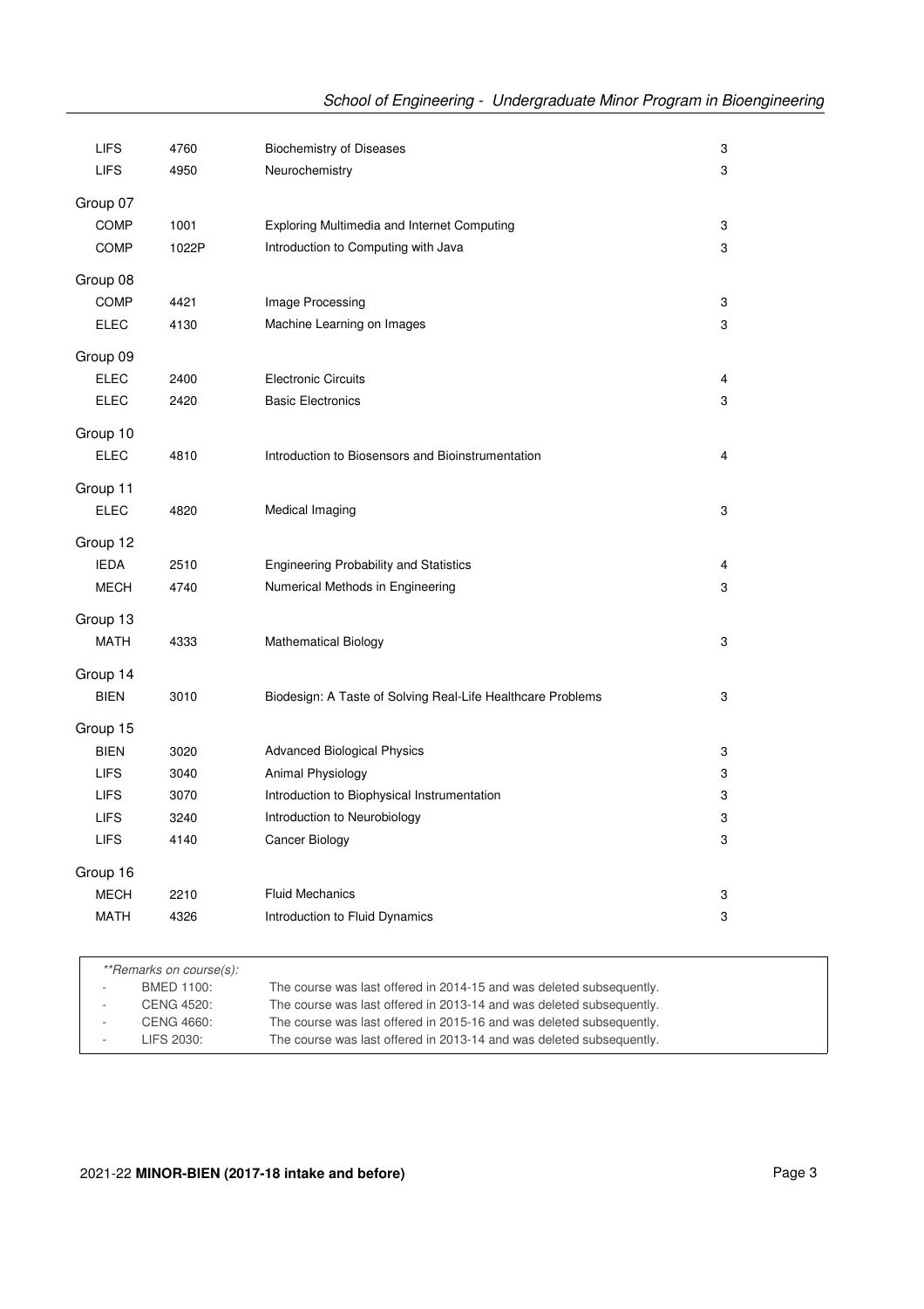| | | | |
|---|---|---|---|
| LIFS | 4760 | Biochemistry of Diseases | 3 |
| LIFS | 4950 | Neurochemistry | 3 |
| **Group 07** | | | |
| COMP | 1001 | Exploring Multimedia and Internet Computing | 3 |
| COMP | 1022P | Introduction to Computing with Java | 3 |
| **Group 08** | | | |
| COMP | 4421 | Image Processing | 3 |
| ELEC | 4130 | Machine Learning on Images | 3 |
| **Group 09** | | | |
| ELEC | 2400 | Electronic Circuits | 4 |
| ELEC | 2420 | Basic Electronics | 3 |
| **Group 10** | | | |
| ELEC | 4810 | Introduction to Biosensors and Bioinstrumentation | 4 |
| **Group 11** | | | |
| ELEC | 4820 | Medical Imaging | 3 |
| **Group 12** | | | |
| IEDA | 2510 | Engineering Probability and Statistics | 4 |
| MECH | 4740 | Numerical Methods in Engineering | 3 |
| **Group 13** | | | |
| MATH | 4333 | Mathematical Biology | 3 |
| **Group 14** | | | |
| BIEN | 3010 | Biodesign: A Taste of Solving Real-Life Healthcare Problems | 3 |
| **Group 15** | | | |
| BIEN | 3020 | Advanced Biological Physics | 3 |
| LIFS | 3040 | Animal Physiology | 3 |
| LIFS | 3070 | Introduction to Biophysical Instrumentation | 3 |
| LIFS | 3240 | Introduction to Neurobiology | 3 |
| LIFS | 4140 | Cancer Biology | 3 |
| **Group 16** | | | |
| MECH | 2210 | Fluid Mechanics | 3 |
| MATH | 4326 | Introduction to Fluid Dynamics | 3 |

*\*\*Remarks on course(s):*

- BMED 1100: The course was last offered in 2014-15 and was deleted subsequently.
- CENG 4520: The course was last offered in 2013-14 and was deleted subsequently.
- CENG 4660: The course was last offered in 2015-16 and was deleted subsequently.
- LIFS 2030: The course was last offered in 2013-14 and was deleted subsequently.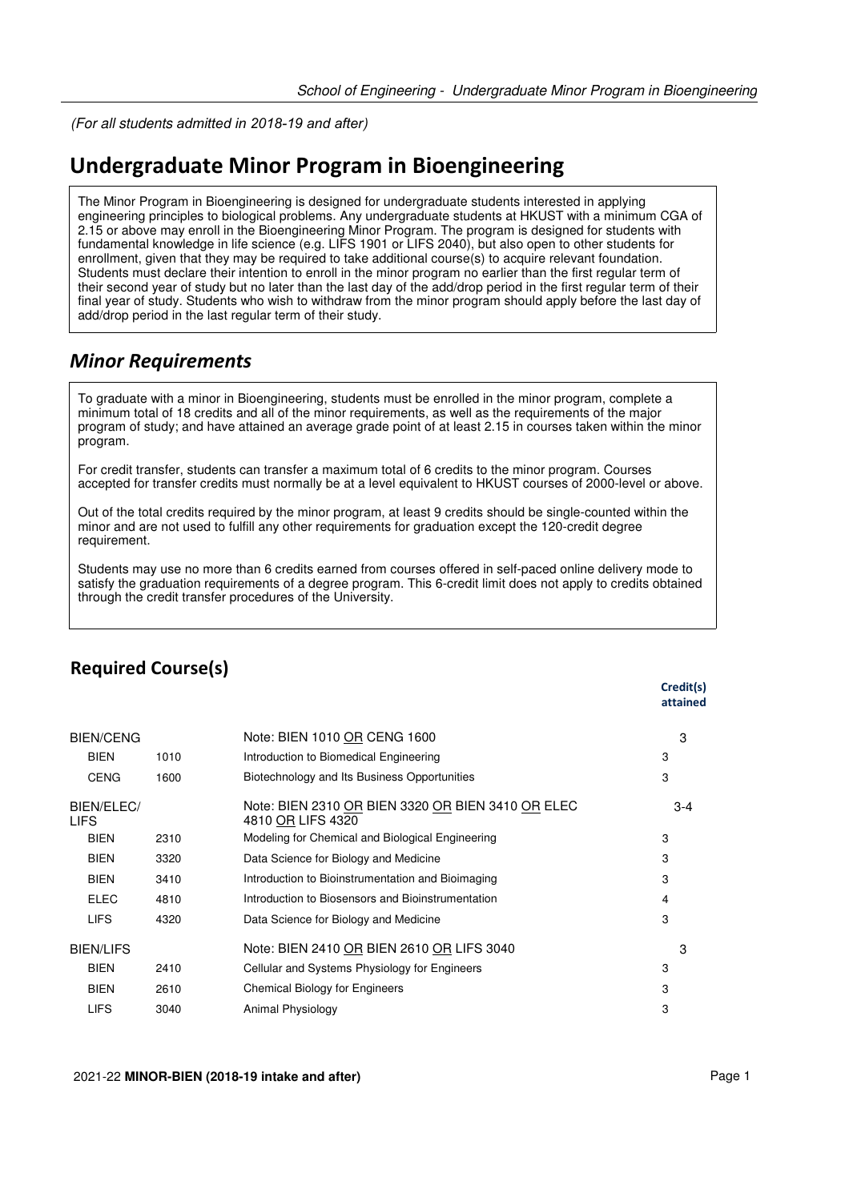*(For all students admitted in 2018-19 and after)*

# Undergraduate Minor Program in Bioengineering

The Minor Program in Bioengineering is designed for undergraduate students interested in applying engineering principles to biological problems. Any undergraduate students at HKUST with a minimum CGA of 2.15 or above may enroll in the Bioengineering Minor Program. The program is designed for students with fundamental knowledge in life science (e.g. LIFS 1901 or LIFS 2040), but also open to other students for enrollment, given that they may be required to take additional course(s) to acquire relevant foundation. Students must declare their intention to enroll in the minor program no earlier than the first regular term of their second year of study but no later than the last day of the add/drop period in the first regular term of their final year of study. Students who wish to withdraw from the minor program should apply before the last day of add/drop period in the last regular term of their study.

## *Minor Requirements*

To graduate with a minor in Bioengineering, students must be enrolled in the minor program, complete a minimum total of 18 credits and all of the minor requirements, as well as the requirements of the major program of study; and have attained an average grade point of at least 2.15 in courses taken within the minor program.

For credit transfer, students can transfer a maximum total of 6 credits to the minor program. Courses accepted for transfer credits must normally be at a level equivalent to HKUST courses of 2000-level or above.

Out of the total credits required by the minor program, at least 9 credits should be single-counted within the minor and are not used to fulfill any other requirements for graduation except the 120-credit degree requirement.

Students may use no more than 6 credits earned from courses offered in self-paced online delivery mode to satisfy the graduation requirements of a degree program. This 6-credit limit does not apply to credits obtained through the credit transfer procedures of the University.

### Required Course(s)

| | | | | **Credit(s) attained** |
|---|---|---|---|---|
| BIEN/CENG | | Note: BIEN 1010 OR CENG 1600 | | 3 |
| BIEN | 1010 | Introduction to Biomedical Engineering | 3 | |
| CENG | 1600 | Biotechnology and Its Business Opportunities | 3 | |
| BIEN/ELEC/ LIFS | | Note: BIEN 2310 OR BIEN 3320 OR BIEN 3410 OR ELEC 4810 OR LIFS 4320 | | 3-4 |
| BIEN | 2310 | Modeling for Chemical and Biological Engineering | 3 | |
| BIEN | 3320 | Data Science for Biology and Medicine | 3 | |
| BIEN | 3410 | Introduction to Bioinstrumentation and Bioimaging | 3 | |
| ELEC | 4810 | Introduction to Biosensors and Bioinstrumentation | 4 | |
| LIFS | 4320 | Data Science for Biology and Medicine | 3 | |
| BIEN/LIFS | | Note: BIEN 2410 OR BIEN 2610 OR LIFS 3040 | | 3 |
| BIEN | 2410 | Cellular and Systems Physiology for Engineers | 3 | |
| BIEN | 2610 | Chemical Biology for Engineers | 3 | |
| LIFS | 3040 | Animal Physiology | 3 | |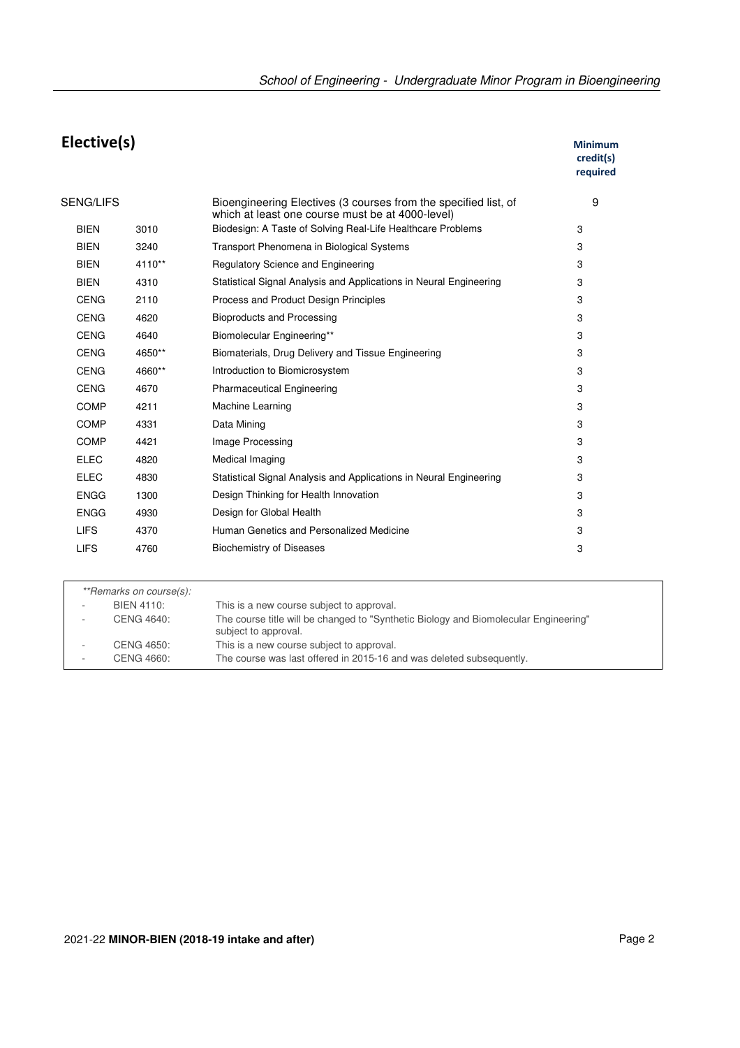## Elective(s)

| | | | Minimum credit(s) required |
|---|---|---|---|
| SENG/LIFS | | Bioengineering Electives (3 courses from the specified list, of which at least one course must be at 4000-level) | 9 |
| BIEN | 3010 | Biodesign: A Taste of Solving Real-Life Healthcare Problems | 3 |
| BIEN | 3240 | Transport Phenomena in Biological Systems | 3 |
| BIEN | 4110** | Regulatory Science and Engineering | 3 |
| BIEN | 4310 | Statistical Signal Analysis and Applications in Neural Engineering | 3 |
| CENG | 2110 | Process and Product Design Principles | 3 |
| CENG | 4620 | Bioproducts and Processing | 3 |
| CENG | 4640 | Biomolecular Engineering** | 3 |
| CENG | 4650** | Biomaterials, Drug Delivery and Tissue Engineering | 3 |
| CENG | 4660** | Introduction to Biomicrosystem | 3 |
| CENG | 4670 | Pharmaceutical Engineering | 3 |
| COMP | 4211 | Machine Learning | 3 |
| COMP | 4331 | Data Mining | 3 |
| COMP | 4421 | Image Processing | 3 |
| ELEC | 4820 | Medical Imaging | 3 |
| ELEC | 4830 | Statistical Signal Analysis and Applications in Neural Engineering | 3 |
| ENGG | 1300 | Design Thinking for Health Innovation | 3 |
| ENGG | 4930 | Design for Global Health | 3 |
| LIFS | 4370 | Human Genetics and Personalized Medicine | 3 |
| LIFS | 4760 | Biochemistry of Diseases | 3 |

*\*\*Remarks on course(s):*

- BIEN 4110: This is a new course subject to approval.
- CENG 4640: The course title will be changed to "Synthetic Biology and Biomolecular Engineering" subject to approval.
- CENG 4650: This is a new course subject to approval.
- CENG 4660: The course was last offered in 2015-16 and was deleted subsequently.